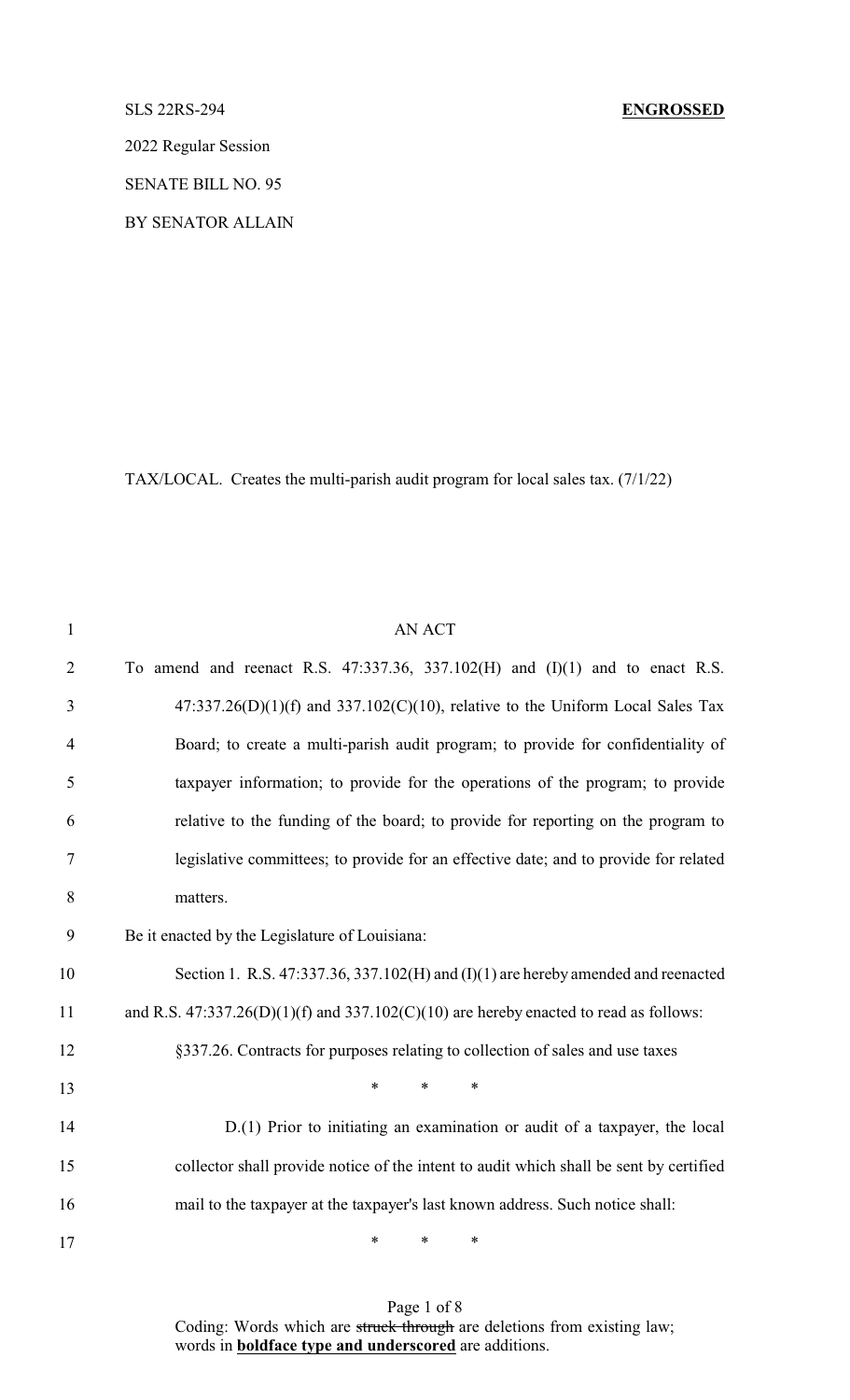SLS 22RS-294 **ENGROSSED**

2022 Regular Session

SENATE BILL NO. 95

BY SENATOR ALLAIN

TAX/LOCAL. Creates the multi-parish audit program for local sales tax. (7/1/22)

AN ACT

To amend and reenact R.S. 47:337.36, 337.102(H) and (I)(1) and to enact R.S. 47:337.26(D)(1)(f) and 337.102(C)(10), relative to the Uniform Local Sales Tax Board; to create a multi-parish audit program; to provide for confidentiality of taxpayer information; to provide for the operations of the program; to provide relative to the funding of the board; to provide for reporting on the program to legislative committees; to provide for an effective date; and to provide for related matters.

Be it enacted by the Legislature of Louisiana:

Section 1. R.S. 47:337.36, 337.102(H) and (I)(1) are hereby amended and reenacted and R.S. 47:337.26(D)(1)(f) and 337.102(C)(10) are hereby enacted to read as follows:

§337.26. Contracts for purposes relating to collection of sales and use taxes

\* \* \*

D.(1) Prior to initiating an examination or audit of a taxpayer, the local collector shall provide notice of the intent to audit which shall be sent by certified mail to the taxpayer at the taxpayer's last known address. Such notice shall:

\* \* \*

Coding: Words which are ~~struck through~~ are deletions from existing law; words in **boldface type and underscored** are additions.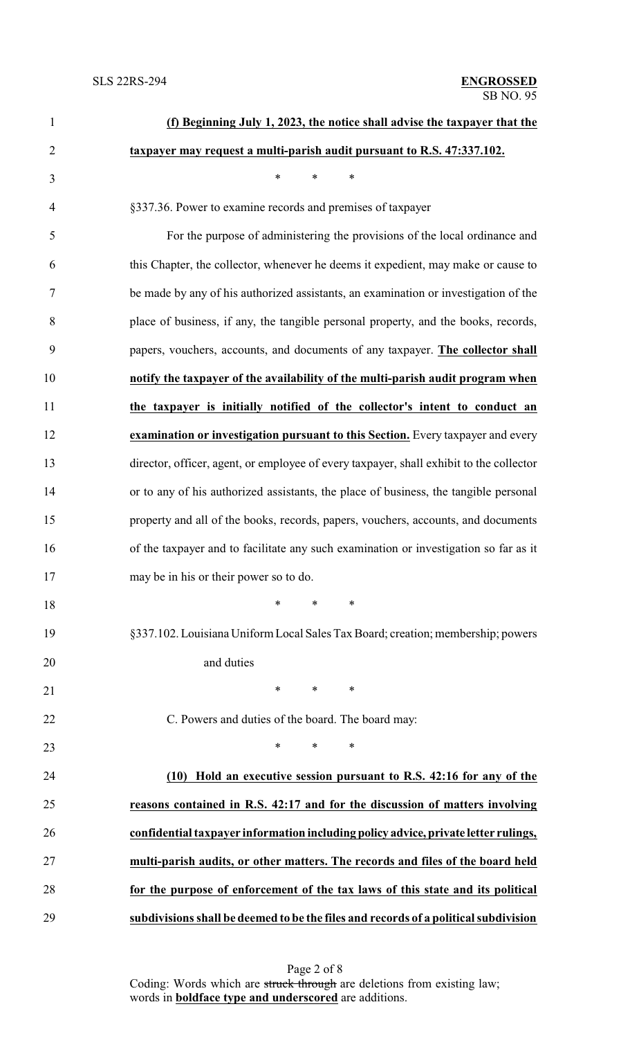**(f) Beginning July 1, 2023, the notice shall advise the taxpayer that the taxpayer may request a multi-parish audit pursuant to R.S. 47:337.102.**

\* \* \*

§337.36. Power to examine records and premises of taxpayer

For the purpose of administering the provisions of the local ordinance and this Chapter, the collector, whenever he deems it expedient, may make or cause to be made by any of his authorized assistants, an examination or investigation of the place of business, if any, the tangible personal property, and the books, records, papers, vouchers, accounts, and documents of any taxpayer. **The collector shall notify the taxpayer of the availability of the multi-parish audit program when the taxpayer is initially notified of the collector's intent to conduct an examination or investigation pursuant to this Section.** Every taxpayer and every director, officer, agent, or employee of every taxpayer, shall exhibit to the collector or to any of his authorized assistants, the place of business, the tangible personal property and all of the books, records, papers, vouchers, accounts, and documents of the taxpayer and to facilitate any such examination or investigation so far as it may be in his or their power so to do.

\* \* \*

§337.102. Louisiana Uniform Local Sales Tax Board; creation; membership; powers and duties

\* \* \*

C. Powers and duties of the board. The board may:

\* \* \*

**(10) Hold an executive session pursuant to R.S. 42:16 for any of the reasons contained in R.S. 42:17 and for the discussion of matters involving confidential taxpayer information including policy advice, private letter rulings, multi-parish audits, or other matters. The records and files of the board held for the purpose of enforcement of the tax laws of this state and its political subdivisions shall be deemed to be the files and records of a political subdivision**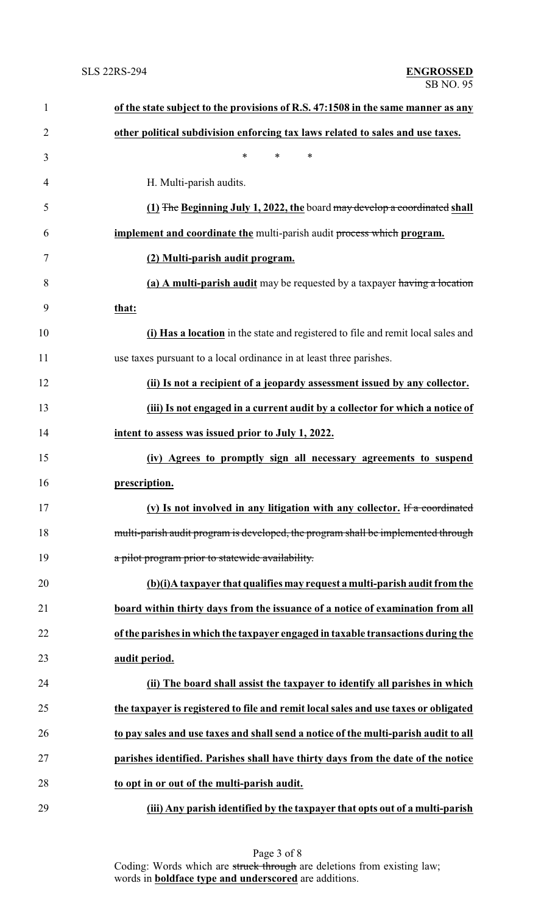**of the state subject to the provisions of R.S. 47:1508 in the same manner as any other political subdivision enforcing tax laws related to sales and use taxes.**

\* \* \*

H. Multi-parish audits.

**(1)** ~~The~~ **Beginning July 1, 2022, the** board ~~may develop a coordinated~~ **shall implement and coordinate the** multi-parish audit ~~process which~~ **program.**

**(2) Multi-parish audit program.**

**(a) A multi-parish audit** may be requested by a taxpayer ~~having a location~~ **that:**

**(i) Has a location** in the state and registered to file and remit local sales and use taxes pursuant to a local ordinance in at least three parishes.

**(ii) Is not a recipient of a jeopardy assessment issued by any collector.**

**(iii) Is not engaged in a current audit by a collector for which a notice of intent to assess was issued prior to July 1, 2022.**

**(iv) Agrees to promptly sign all necessary agreements to suspend prescription.**

**(v) Is not involved in any litigation with any collector.** ~~If a coordinated multi-parish audit program is developed, the program shall be implemented through a pilot program prior to statewide availability.~~

**(b)(i)A taxpayer that qualifies may request a multi-parish audit from the board within thirty days from the issuance of a notice of examination from all of the parishes in which the taxpayer engaged in taxable transactions during the audit period.**

**(ii) The board shall assist the taxpayer to identify all parishes in which the taxpayer is registered to file and remit local sales and use taxes or obligated to pay sales and use taxes and shall send a notice of the multi-parish audit to all parishes identified. Parishes shall have thirty days from the date of the notice to opt in or out of the multi-parish audit.**

**(iii) Any parish identified by the taxpayer that opts out of a multi-parish**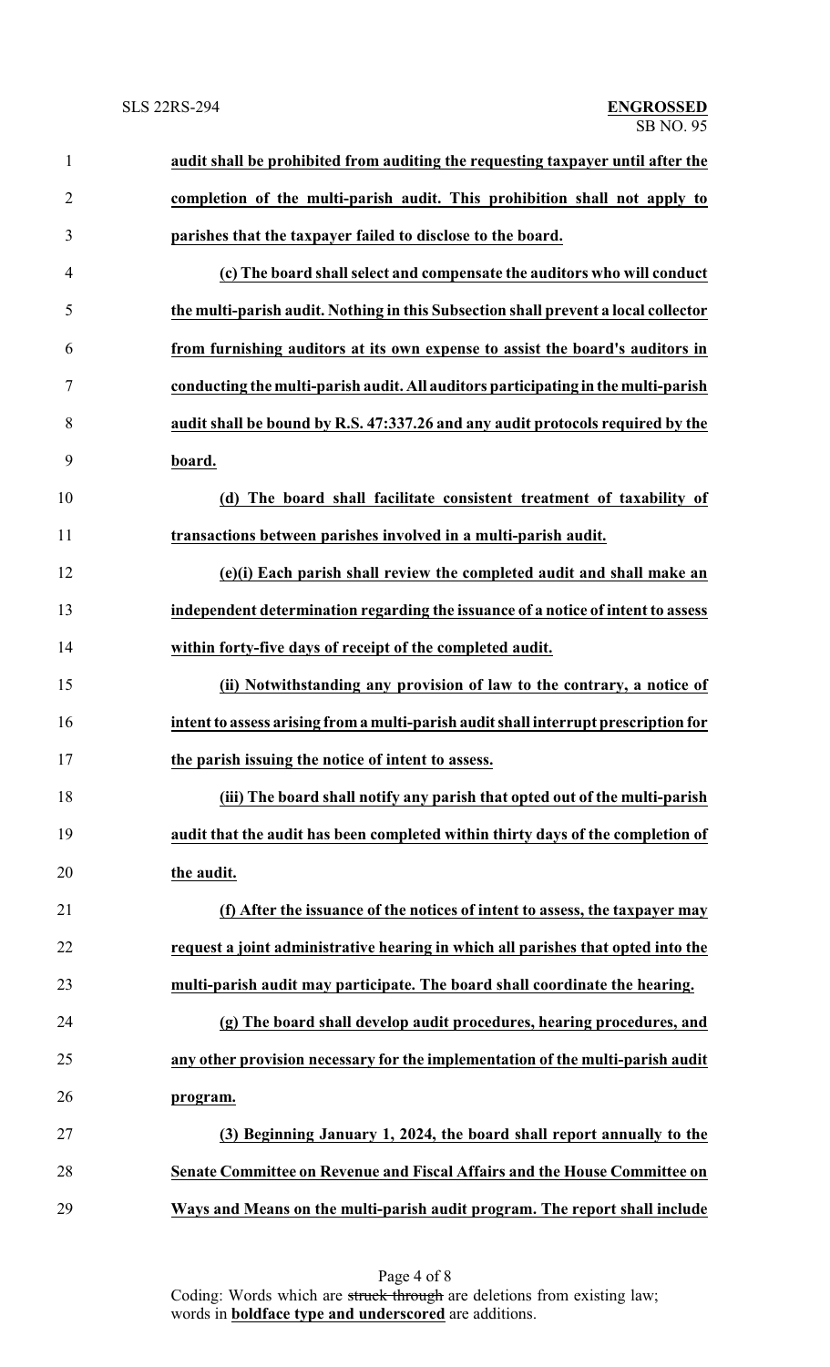**audit shall be prohibited from auditing the requesting taxpayer until after the completion of the multi-parish audit. This prohibition shall not apply to parishes that the taxpayer failed to disclose to the board.**

**(c) The board shall select and compensate the auditors who will conduct the multi-parish audit. Nothing in this Subsection shall prevent a local collector from furnishing auditors at its own expense to assist the board's auditors in conducting the multi-parish audit. All auditors participating in the multi-parish audit shall be bound by R.S. 47:337.26 and any audit protocols required by the board.**

**(d) The board shall facilitate consistent treatment of taxability of transactions between parishes involved in a multi-parish audit.**

**(e)(i) Each parish shall review the completed audit and shall make an independent determination regarding the issuance of a notice of intent to assess within forty-five days of receipt of the completed audit.**

**(ii) Notwithstanding any provision of law to the contrary, a notice of intent to assess arising from a multi-parish audit shall interrupt prescription for the parish issuing the notice of intent to assess.**

**(iii) The board shall notify any parish that opted out of the multi-parish audit that the audit has been completed within thirty days of the completion of the audit.**

**(f) After the issuance of the notices of intent to assess, the taxpayer may request a joint administrative hearing in which all parishes that opted into the multi-parish audit may participate. The board shall coordinate the hearing.**

**(g) The board shall develop audit procedures, hearing procedures, and any other provision necessary for the implementation of the multi-parish audit program.**

**(3) Beginning January 1, 2024, the board shall report annually to the Senate Committee on Revenue and Fiscal Affairs and the House Committee on Ways and Means on the multi-parish audit program. The report shall include**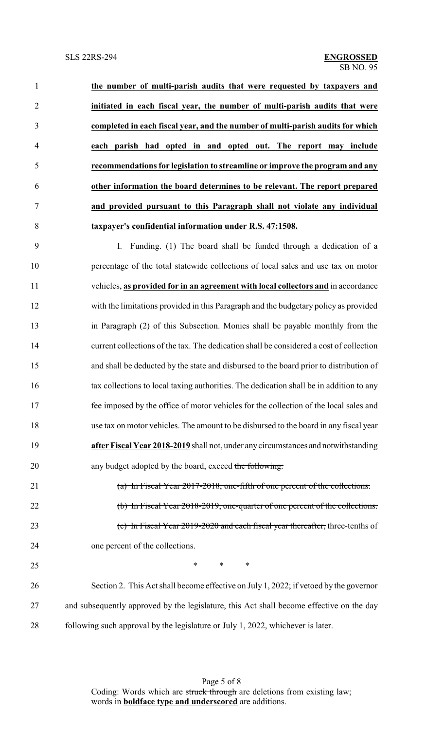**the number of multi-parish audits that were requested by taxpayers and initiated in each fiscal year, the number of multi-parish audits that were completed in each fiscal year, and the number of multi-parish audits for which each parish had opted in and opted out. The report may include recommendations for legislation to streamline or improve the program and any other information the board determines to be relevant. The report prepared and provided pursuant to this Paragraph shall not violate any individual taxpayer's confidential information under R.S. 47:1508.**

I. Funding. (1) The board shall be funded through a dedication of a percentage of the total statewide collections of local sales and use tax on motor vehicles, **as provided for in an agreement with local collectors and** in accordance with the limitations provided in this Paragraph and the budgetary policy as provided in Paragraph (2) of this Subsection. Monies shall be payable monthly from the current collections of the tax. The dedication shall be considered a cost of collection and shall be deducted by the state and disbursed to the board prior to distribution of tax collections to local taxing authorities. The dedication shall be in addition to any fee imposed by the office of motor vehicles for the collection of the local sales and use tax on motor vehicles. The amount to be disbursed to the board in any fiscal year **after Fiscal Year 2018-2019** shall not, under any circumstances and notwithstanding any budget adopted by the board, exceed ~~the following:~~

~~(a) In Fiscal Year 2017-2018, one-fifth of one percent of the collections.~~

~~(b) In Fiscal Year 2018-2019, one-quarter of one percent of the collections.~~

~~(c) In Fiscal Year 2019-2020 and each fiscal year thereafter,~~ three-tenths of one percent of the collections.

\* \* \*

Section 2. This Act shall become effective on July 1, 2022; if vetoed by the governor and subsequently approved by the legislature, this Act shall become effective on the day following such approval by the legislature or July 1, 2022, whichever is later.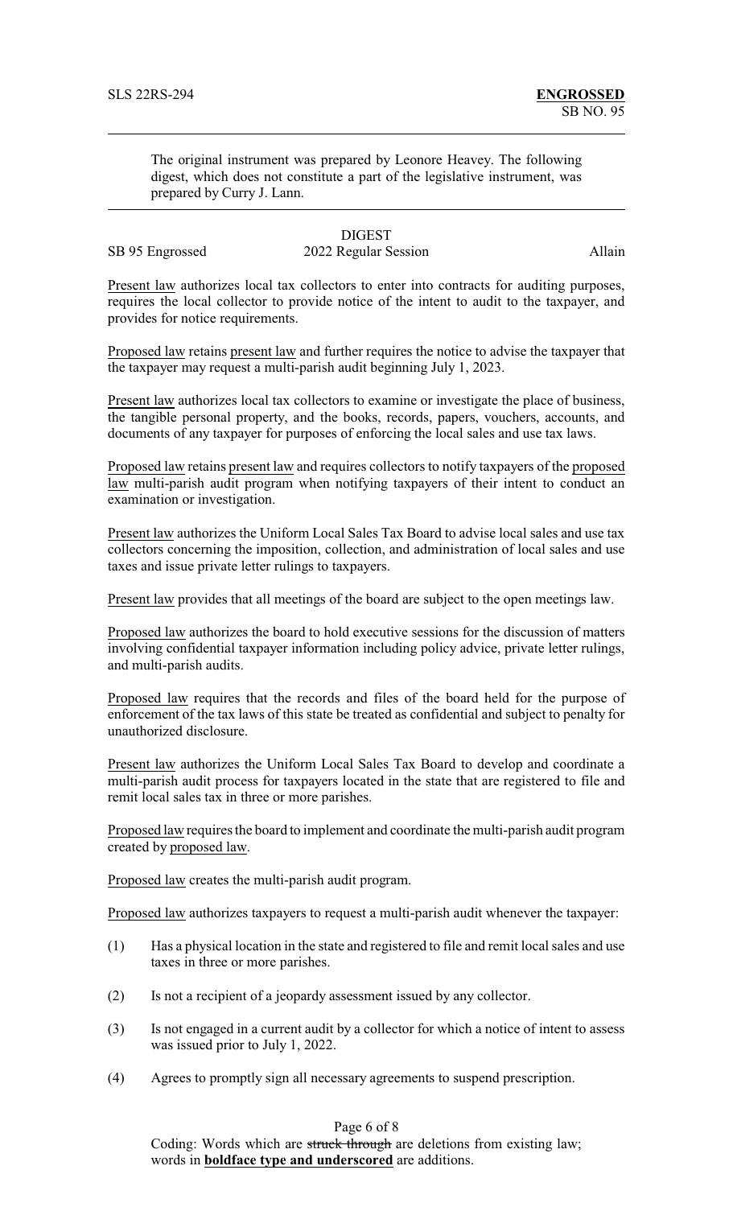The original instrument was prepared by Leonore Heavey. The following digest, which does not constitute a part of the legislative instrument, was prepared by Curry J. Lann.

## DIGEST

SB 95 Engrossed 2022 Regular Session Allain

Present law authorizes local tax collectors to enter into contracts for auditing purposes, requires the local collector to provide notice of the intent to audit to the taxpayer, and provides for notice requirements.

Proposed law retains present law and further requires the notice to advise the taxpayer that the taxpayer may request a multi-parish audit beginning July 1, 2023.

Present law authorizes local tax collectors to examine or investigate the place of business, the tangible personal property, and the books, records, papers, vouchers, accounts, and documents of any taxpayer for purposes of enforcing the local sales and use tax laws.

Proposed law retains present law and requires collectors to notify taxpayers of the proposed law multi-parish audit program when notifying taxpayers of their intent to conduct an examination or investigation.

Present law authorizes the Uniform Local Sales Tax Board to advise local sales and use tax collectors concerning the imposition, collection, and administration of local sales and use taxes and issue private letter rulings to taxpayers.

Present law provides that all meetings of the board are subject to the open meetings law.

Proposed law authorizes the board to hold executive sessions for the discussion of matters involving confidential taxpayer information including policy advice, private letter rulings, and multi-parish audits.

Proposed law requires that the records and files of the board held for the purpose of enforcement of the tax laws of this state be treated as confidential and subject to penalty for unauthorized disclosure.

Present law authorizes the Uniform Local Sales Tax Board to develop and coordinate a multi-parish audit process for taxpayers located in the state that are registered to file and remit local sales tax in three or more parishes.

Proposed law requires the board to implement and coordinate the multi-parish audit program created by proposed law.

Proposed law creates the multi-parish audit program.

Proposed law authorizes taxpayers to request a multi-parish audit whenever the taxpayer:

(1) Has a physical location in the state and registered to file and remit local sales and use taxes in three or more parishes.

(2) Is not a recipient of a jeopardy assessment issued by any collector.

(3) Is not engaged in a current audit by a collector for which a notice of intent to assess was issued prior to July 1, 2022.

(4) Agrees to promptly sign all necessary agreements to suspend prescription.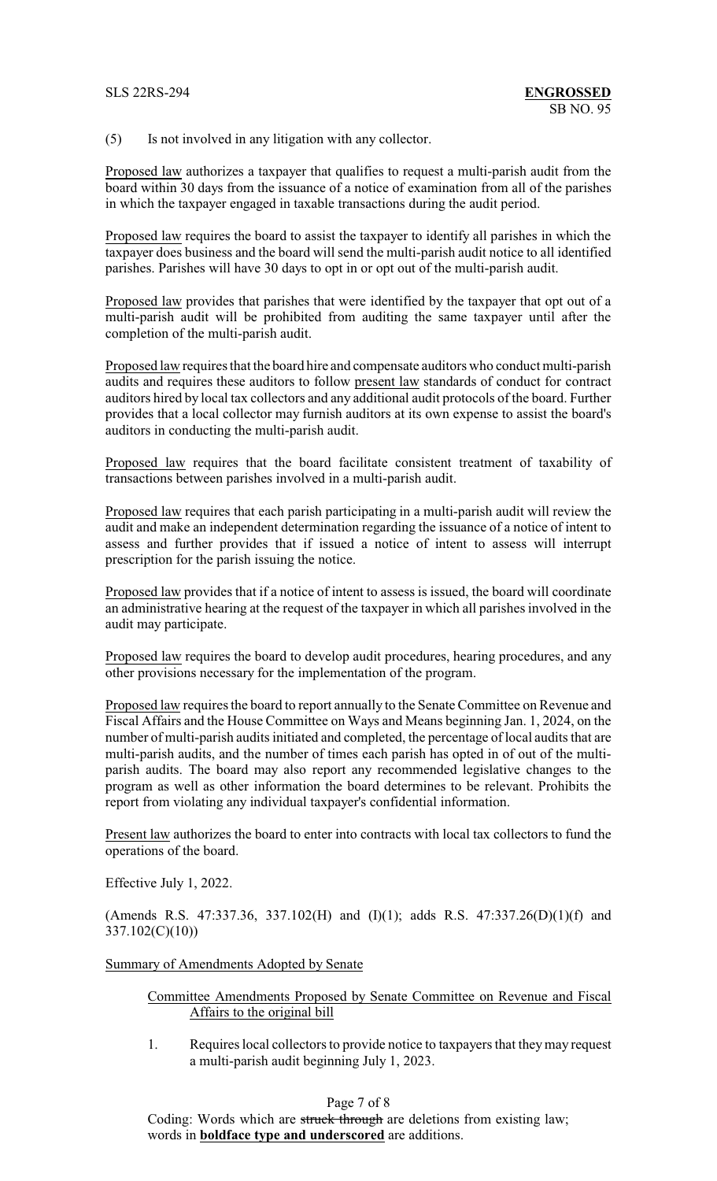(5) Is not involved in any litigation with any collector.

Proposed law authorizes a taxpayer that qualifies to request a multi-parish audit from the board within 30 days from the issuance of a notice of examination from all of the parishes in which the taxpayer engaged in taxable transactions during the audit period.

Proposed law requires the board to assist the taxpayer to identify all parishes in which the taxpayer does business and the board will send the multi-parish audit notice to all identified parishes. Parishes will have 30 days to opt in or opt out of the multi-parish audit.

Proposed law provides that parishes that were identified by the taxpayer that opt out of a multi-parish audit will be prohibited from auditing the same taxpayer until after the completion of the multi-parish audit.

Proposed law requires that the board hire and compensate auditors who conduct multi-parish audits and requires these auditors to follow present law standards of conduct for contract auditors hired by local tax collectors and any additional audit protocols of the board. Further provides that a local collector may furnish auditors at its own expense to assist the board's auditors in conducting the multi-parish audit.

Proposed law requires that the board facilitate consistent treatment of taxability of transactions between parishes involved in a multi-parish audit.

Proposed law requires that each parish participating in a multi-parish audit will review the audit and make an independent determination regarding the issuance of a notice of intent to assess and further provides that if issued a notice of intent to assess will interrupt prescription for the parish issuing the notice.

Proposed law provides that if a notice of intent to assess is issued, the board will coordinate an administrative hearing at the request of the taxpayer in which all parishes involved in the audit may participate.

Proposed law requires the board to develop audit procedures, hearing procedures, and any other provisions necessary for the implementation of the program.

Proposed law requires the board to report annually to the Senate Committee on Revenue and Fiscal Affairs and the House Committee on Ways and Means beginning Jan. 1, 2024, on the number of multi-parish audits initiated and completed, the percentage of local audits that are multi-parish audits, and the number of times each parish has opted in of out of the multi-parish audits. The board may also report any recommended legislative changes to the program as well as other information the board determines to be relevant. Prohibits the report from violating any individual taxpayer's confidential information.

Present law authorizes the board to enter into contracts with local tax collectors to fund the operations of the board.

Effective July 1, 2022.

(Amends R.S. 47:337.36, 337.102(H) and (I)(1); adds R.S. 47:337.26(D)(1)(f) and 337.102(C)(10))

Summary of Amendments Adopted by Senate

Committee Amendments Proposed by Senate Committee on Revenue and Fiscal Affairs to the original bill

1. Requires local collectors to provide notice to taxpayers that they may request a multi-parish audit beginning July 1, 2023.

Coding: Words which are ~~struck through~~ are deletions from existing law; words in **boldface type and underscored** are additions.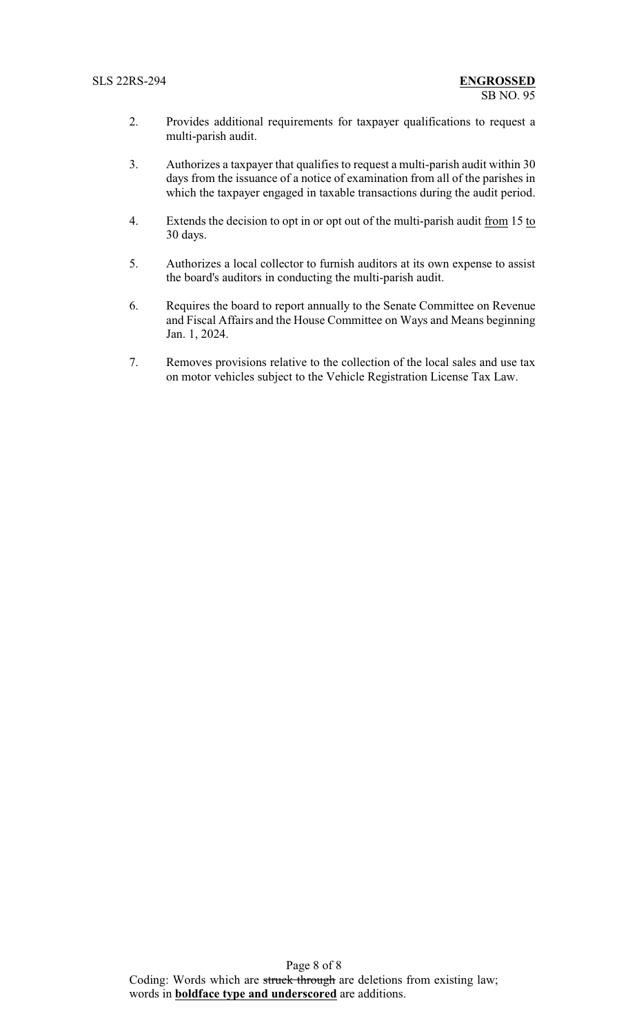2. Provides additional requirements for taxpayer qualifications to request a multi-parish audit.

3. Authorizes a taxpayer that qualifies to request a multi-parish audit within 30 days from the issuance of a notice of examination from all of the parishes in which the taxpayer engaged in taxable transactions during the audit period.

4. Extends the decision to opt in or opt out of the multi-parish audit from 15 to 30 days.

5. Authorizes a local collector to furnish auditors at its own expense to assist the board's auditors in conducting the multi-parish audit.

6. Requires the board to report annually to the Senate Committee on Revenue and Fiscal Affairs and the House Committee on Ways and Means beginning Jan. 1, 2024.

7. Removes provisions relative to the collection of the local sales and use tax on motor vehicles subject to the Vehicle Registration License Tax Law.

Coding: Words which are ~~struck through~~ are deletions from existing law; words in **boldface type and underscored** are additions.